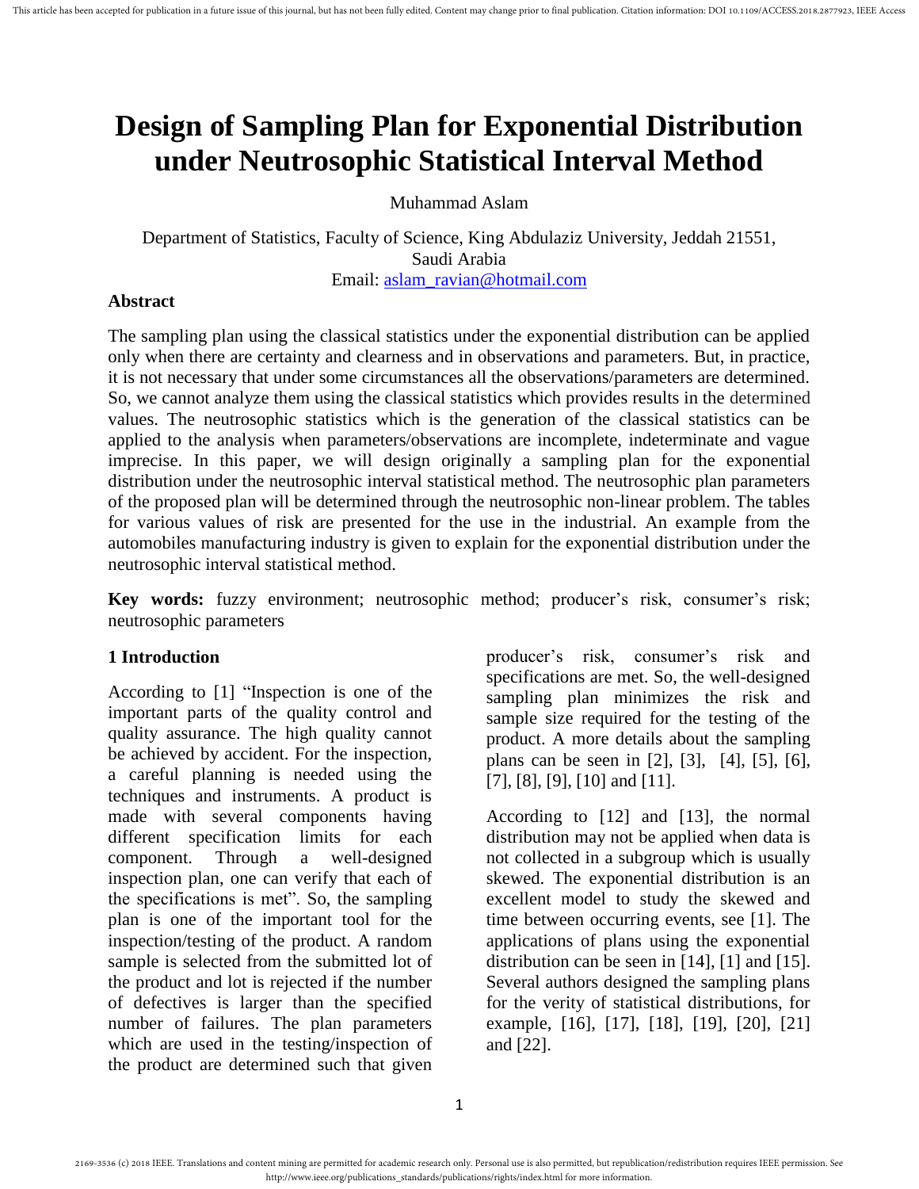# Design of Sampling Plan for Exponential Distribution under Neutrosophic Statistical Interval Method

Muhammad Aslam

Department of Statistics, Faculty of Science, King Abdulaziz University, Jeddah 21551, Saudi Arabia

Email: aslam_ravian@hotmail.com

## Abstract

The sampling plan using the classical statistics under the exponential distribution can be applied only when there are certainty and clearness and in observations and parameters. But, in practice, it is not necessary that under some circumstances all the observations/parameters are determined. So, we cannot analyze them using the classical statistics which provides results in the determined values. The neutrosophic statistics which is the generation of the classical statistics can be applied to the analysis when parameters/observations are incomplete, indeterminate and vague imprecise. In this paper, we will design originally a sampling plan for the exponential distribution under the neutrosophic interval statistical method. The neutrosophic plan parameters of the proposed plan will be determined through the neutrosophic non-linear problem. The tables for various values of risk are presented for the use in the industrial. An example from the automobiles manufacturing industry is given to explain for the exponential distribution under the neutrosophic interval statistical method.

**Key words:** fuzzy environment; neutrosophic method; producer's risk, consumer's risk; neutrosophic parameters

## 1 Introduction

According to [1] "Inspection is one of the important parts of the quality control and quality assurance. The high quality cannot be achieved by accident. For the inspection, a careful planning is needed using the techniques and instruments. A product is made with several components having different specification limits for each component. Through a well-designed inspection plan, one can verify that each of the specifications is met". So, the sampling plan is one of the important tool for the inspection/testing of the product. A random sample is selected from the submitted lot of the product and lot is rejected if the number of defectives is larger than the specified number of failures. The plan parameters which are used in the testing/inspection of the product are determined such that given producer's risk, consumer's risk and specifications are met. So, the well-designed sampling plan minimizes the risk and sample size required for the testing of the product. A more details about the sampling plans can be seen in [2], [3], [4], [5], [6], [7], [8], [9], [10] and [11].

According to [12] and [13], the normal distribution may not be applied when data is not collected in a subgroup which is usually skewed. The exponential distribution is an excellent model to study the skewed and time between occurring events, see [1]. The applications of plans using the exponential distribution can be seen in [14], [1] and [15]. Several authors designed the sampling plans for the verity of statistical distributions, for example, [16], [17], [18], [19], [20], [21] and [22].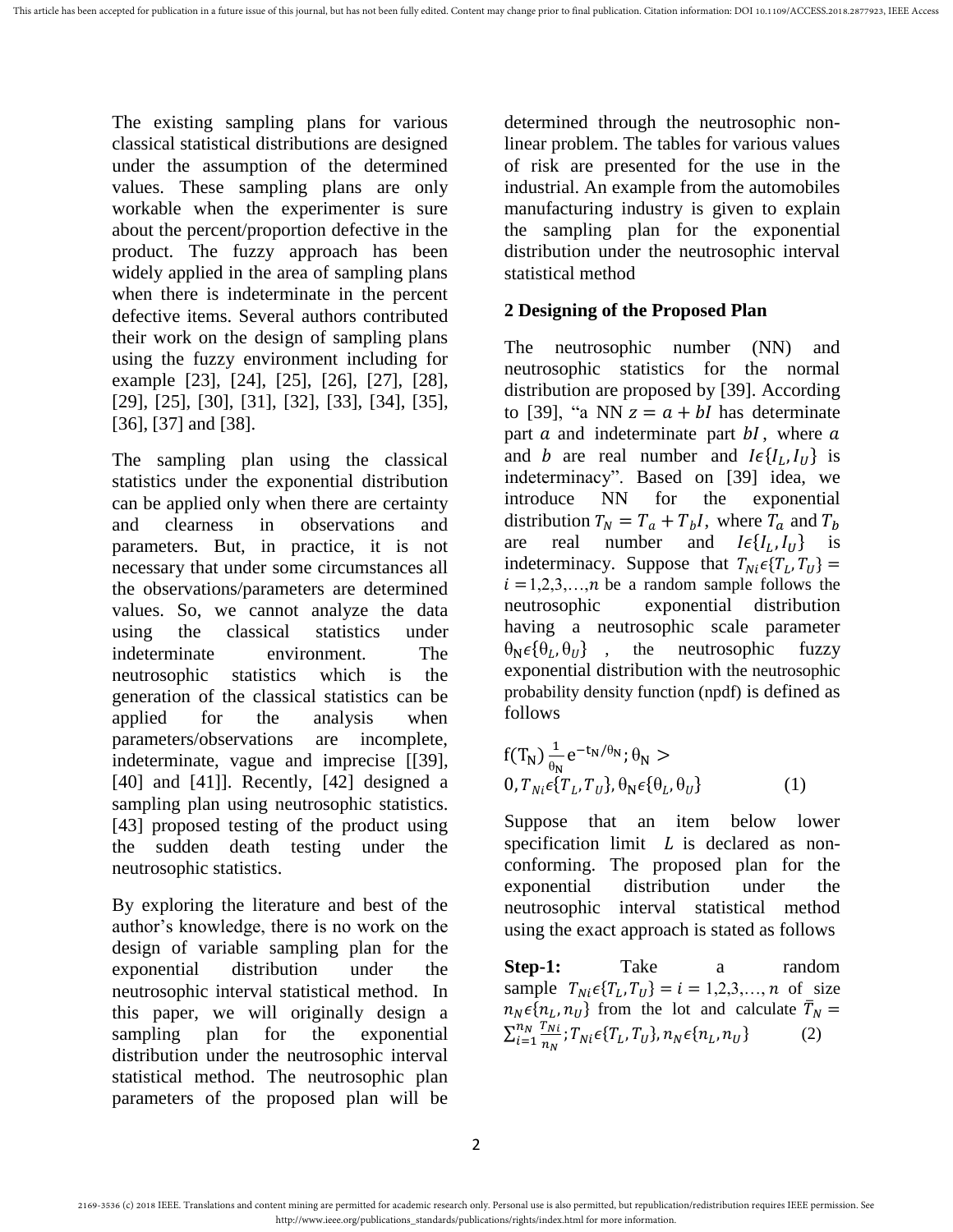The existing sampling plans for various classical statistical distributions are designed under the assumption of the determined values. These sampling plans are only workable when the experimenter is sure about the percent/proportion defective in the product. The fuzzy approach has been widely applied in the area of sampling plans when there is indeterminate in the percent defective items. Several authors contributed their work on the design of sampling plans using the fuzzy environment including for example [23], [24], [25], [26], [27], [28], [29], [25], [30], [31], [32], [33], [34], [35], [36], [37] and [38].

The sampling plan using the classical statistics under the exponential distribution can be applied only when there are certainty and clearness in observations and parameters. But, in practice, it is not necessary that under some circumstances all the observations/parameters are determined values. So, we cannot analyze the data using the classical statistics under indeterminate environment. The neutrosophic statistics which is the generation of the classical statistics can be applied for the analysis when parameters/observations are incomplete, indeterminate, vague and imprecise [[39], [40] and [41]]. Recently, [42] designed a sampling plan using neutrosophic statistics. [43] proposed testing of the product using the sudden death testing under the neutrosophic statistics.

By exploring the literature and best of the author's knowledge, there is no work on the design of variable sampling plan for the exponential distribution under the neutrosophic interval statistical method. In this paper, we will originally design a sampling plan for the exponential distribution under the neutrosophic interval statistical method. The neutrosophic plan parameters of the proposed plan will be determined through the neutrosophic non-linear problem. The tables for various values of risk are presented for the use in the industrial. An example from the automobiles manufacturing industry is given to explain the sampling plan for the exponential distribution under the neutrosophic interval statistical method

## 2 Designing of the Proposed Plan

The neutrosophic number (NN) and neutrosophic statistics for the normal distribution are proposed by [39]. According to [39], "a NN $z = a + bI$ has determinate part $a$ and indeterminate part $bI$, where $a$ and $b$ are real number and $I\epsilon\{I_L, I_U\}$ is indeterminacy". Based on [39] idea, we introduce NN for the exponential distribution $T_N = T_a + T_b I$, where $T_a$ and $T_b$ are real number and $I\epsilon\{I_L, I_U\}$ is indeterminacy. Suppose that $T_{Ni}\epsilon\{T_L, T_U\} = i = 1,2,3,\ldots,n$ be a random sample follows the neutrosophic exponential distribution having a neutrosophic scale parameter $\theta_N\epsilon\{\theta_L, \theta_U\}$, the neutrosophic fuzzy exponential distribution with the neutrosophic probability density function (npdf) is defined as follows

$$f(T_N)\frac{1}{\theta_N}e^{-t_N/\theta_N}; \theta_N > 0, T_{Ni}\epsilon\{T_L, T_U\}, \theta_N\epsilon\{\theta_L, \theta_U\} \quad (1)$$

Suppose that an item below lower specification limit $L$ is declared as non-conforming. The proposed plan for the exponential distribution under the neutrosophic interval statistical method using the exact approach is stated as follows

**Step-1:** Take a random sample $T_{Ni}\epsilon\{T_L, T_U\} = i = 1,2,3,\ldots,n$ of size $n_N\epsilon\{n_L, n_U\}$ from the lot and calculate $\bar{T}_N = \sum_{i=1}^{n_N}\frac{T_{Ni}}{n_N}; T_{Ni}\epsilon\{T_L, T_U\}, n_N\epsilon\{n_L, n_U\} \quad (2)$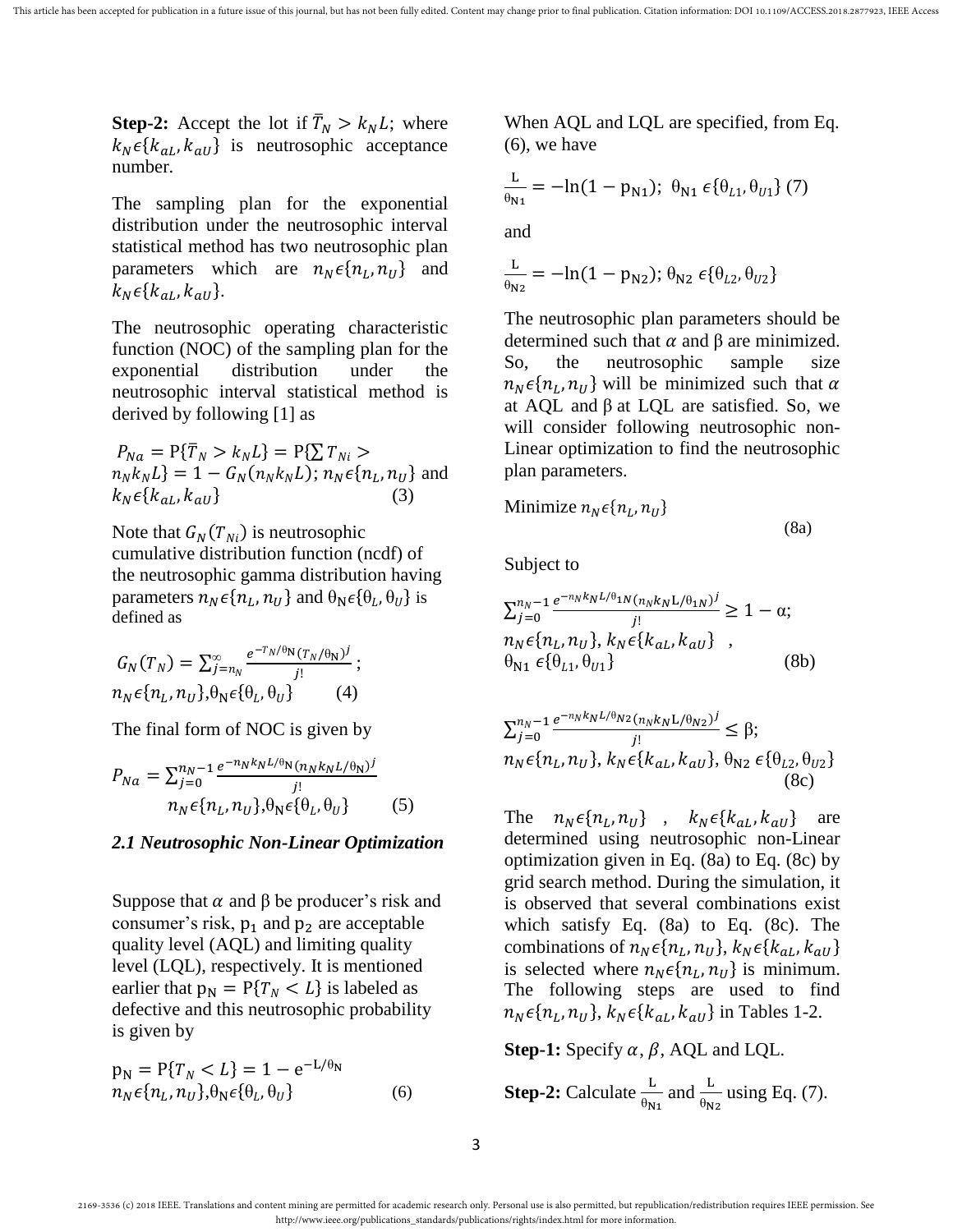**Step-2:** Accept the lot if $\bar{T}_N > k_N L$; where $k_N \epsilon \{k_{aL}, k_{aU}\}$ is neutrosophic acceptance number.

The sampling plan for the exponential distribution under the neutrosophic interval statistical method has two neutrosophic plan parameters which are $n_N \epsilon \{n_L, n_U\}$ and $k_N \epsilon \{k_{aL}, k_{aU}\}$.

The neutrosophic operating characteristic function (NOC) of the sampling plan for the exponential distribution under the neutrosophic interval statistical method is derived by following [1] as

$$P_{Na} = \mathrm{P}\{\bar{T}_N > k_N L\} = \mathrm{P}\{\sum T_{Ni} > n_N k_N L\} = 1 - G_N(n_N k_N L); n_N \epsilon \{n_L, n_U\} \text{ and } k_N \epsilon \{k_{aL}, k_{aU}\} \quad (3)$$

Note that $G_N(T_{Ni})$ is neutrosophic cumulative distribution function (ncdf) of the neutrosophic gamma distribution having parameters $n_N \epsilon \{n_L, n_U\}$ and $\theta_N \epsilon \{\theta_L, \theta_U\}$ is defined as

$$G_N(T_N) = \sum_{j=n_N}^{\infty} \frac{e^{-T_N/\theta_N}(T_N/\theta_N)^j}{j!}; \quad n_N \epsilon \{n_L, n_U\}, \theta_N \epsilon \{\theta_L, \theta_U\} \quad (4)$$

The final form of NOC is given by

$$P_{Na} = \sum_{j=0}^{n_N - 1} \frac{e^{-n_N k_N L/\theta_N}(n_N k_N L/\theta_N)^j}{j!} \quad n_N \epsilon \{n_L, n_U\}, \theta_N \epsilon \{\theta_L, \theta_U\} \quad (5)$$

### *2.1 Neutrosophic Non-Linear Optimization*

Suppose that $\alpha$ and $\beta$ be producer's risk and consumer's risk, $p_1$ and $p_2$ are acceptable quality level (AQL) and limiting quality level (LQL), respectively. It is mentioned earlier that $p_N = P\{T_N < L\}$ is labeled as defective and this neutrosophic probability is given by

$$p_N = P\{T_N < L\} = 1 - e^{-L/\theta_N} \quad n_N \epsilon \{n_L, n_U\}, \theta_N \epsilon \{\theta_L, \theta_U\} \quad (6)$$

When AQL and LQL are specified, from Eq. (6), we have

$$\frac{L}{\theta_{N1}} = -\ln(1 - p_{N1}); \ \theta_{N1} \epsilon \{\theta_{L1}, \theta_{U1}\} \ (7)$$

and

$$\frac{L}{\theta_{N2}} = -\ln(1 - p_{N2}); \theta_{N2} \epsilon \{\theta_{L2}, \theta_{U2}\}$$

The neutrosophic plan parameters should be determined such that $\alpha$ and $\beta$ are minimized. So, the neutrosophic sample size $n_N \epsilon \{n_L, n_U\}$ will be minimized such that $\alpha$ at AQL and $\beta$ at LQL are satisfied. So, we will consider following neutrosophic non-Linear optimization to find the neutrosophic plan parameters.

$$\text{Minimize } n_N \epsilon \{n_L, n_U\} \quad (8a)$$

Subject to

$$\sum_{j=0}^{n_N - 1} \frac{e^{-n_N k_N L/\theta_{1N}}(n_N k_N L/\theta_{1N})^j}{j!} \geq 1 - \alpha; \quad n_N \epsilon \{n_L, n_U\}, k_N \epsilon \{k_{aL}, k_{aU}\}, \quad \theta_{N1} \epsilon \{\theta_{L1}, \theta_{U1}\} \quad (8b)$$

$$\sum_{j=0}^{n_N - 1} \frac{e^{-n_N k_N L/\theta_{N2}}(n_N k_N L/\theta_{N2})^j}{j!} \leq \beta; \quad n_N \epsilon \{n_L, n_U\}, k_N \epsilon \{k_{aL}, k_{aU}\}, \theta_{N2} \epsilon \{\theta_{L2}, \theta_{U2}\} \quad (8c)$$

The $n_N \epsilon \{n_L, n_U\}$, $k_N \epsilon \{k_{aL}, k_{aU}\}$ are determined using neutrosophic non-Linear optimization given in Eq. (8a) to Eq. (8c) by grid search method. During the simulation, it is observed that several combinations exist which satisfy Eq. (8a) to Eq. (8c). The combinations of $n_N \epsilon \{n_L, n_U\}$, $k_N \epsilon \{k_{aL}, k_{aU}\}$ is selected where $n_N \epsilon \{n_L, n_U\}$ is minimum. The following steps are used to find $n_N \epsilon \{n_L, n_U\}$, $k_N \epsilon \{k_{aL}, k_{aU}\}$ in Tables 1-2.

**Step-1:** Specify $\alpha, \beta$, AQL and LQL.

**Step-2:** Calculate $\frac{L}{\theta_{N1}}$ and $\frac{L}{\theta_{N2}}$ using Eq. (7).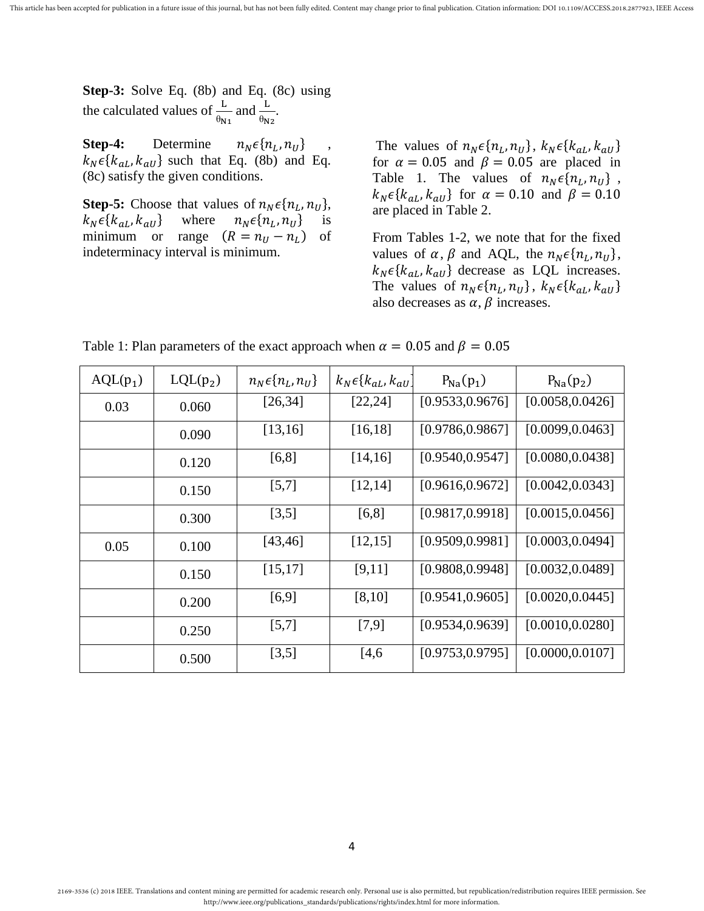**Step-3:** Solve Eq. (8b) and Eq. (8c) using the calculated values of $\frac{L}{\theta_{N1}}$ and $\frac{L}{\theta_{N2}}$.

**Step-4:** Determine $n_N\epsilon\{n_L, n_U\}$, $k_N\epsilon\{k_{aL}, k_{aU}\}$ such that Eq. (8b) and Eq. (8c) satisfy the given conditions.

**Step-5:** Choose that values of $n_N\epsilon\{n_L, n_U\}$, $k_N\epsilon\{k_{aL}, k_{aU}\}$ where $n_N\epsilon\{n_L, n_U\}$ is minimum or range $(R = n_U - n_L)$ of indeterminacy interval is minimum.

The values of $n_N\epsilon\{n_L, n_U\}$, $k_N\epsilon\{k_{aL}, k_{aU}\}$ for $\alpha = 0.05$ and $\beta = 0.05$ are placed in Table 1. The values of $n_N\epsilon\{n_L, n_U\}$, $k_N\epsilon\{k_{aL}, k_{aU}\}$ for $\alpha = 0.10$ and $\beta = 0.10$ are placed in Table 2.

From Tables 1-2, we note that for the fixed values of $\alpha, \beta$ and AQL, the $n_N\epsilon\{n_L, n_U\}$, $k_N\epsilon\{k_{aL}, k_{aU}\}$ decrease as LQL increases. The values of $n_N\epsilon\{n_L, n_U\}$, $k_N\epsilon\{k_{aL}, k_{aU}\}$ also decreases as $\alpha, \beta$ increases.

Table 1: Plan parameters of the exact approach when $\alpha = 0.05$ and $\beta = 0.05$

| AQL($p_1$) | LQL($p_2$) | $n_N\epsilon\{n_L, n_U\}$ | $k_N\epsilon\{k_{aL}, k_{aU}\}$ | $P_{Na}(p_1)$ | $P_{Na}(p_2)$ |
|---|---|---|---|---|---|
| 0.03 | 0.060 | [26,34] | [22,24] | [0.9533,0.9676] | [0.0058,0.0426] |
| | 0.090 | [13,16] | [16,18] | [0.9786,0.9867] | [0.0099,0.0463] |
| | 0.120 | [6,8] | [14,16] | [0.9540,0.9547] | [0.0080,0.0438] |
| | 0.150 | [5,7] | [12,14] | [0.9616,0.9672] | [0.0042,0.0343] |
| | 0.300 | [3,5] | [6,8] | [0.9817,0.9918] | [0.0015,0.0456] |
| 0.05 | 0.100 | [43,46] | [12,15] | [0.9509,0.9981] | [0.0003,0.0494] |
| | 0.150 | [15,17] | [9,11] | [0.9808,0.9948] | [0.0032,0.0489] |
| | 0.200 | [6,9] | [8,10] | [0.9541,0.9605] | [0.0020,0.0445] |
| | 0.250 | [5,7] | [7,9] | [0.9534,0.9639] | [0.0010,0.0280] |
| | 0.500 | [3,5] | [4,6 | [0.9753,0.9795] | [0.0000,0.0107] |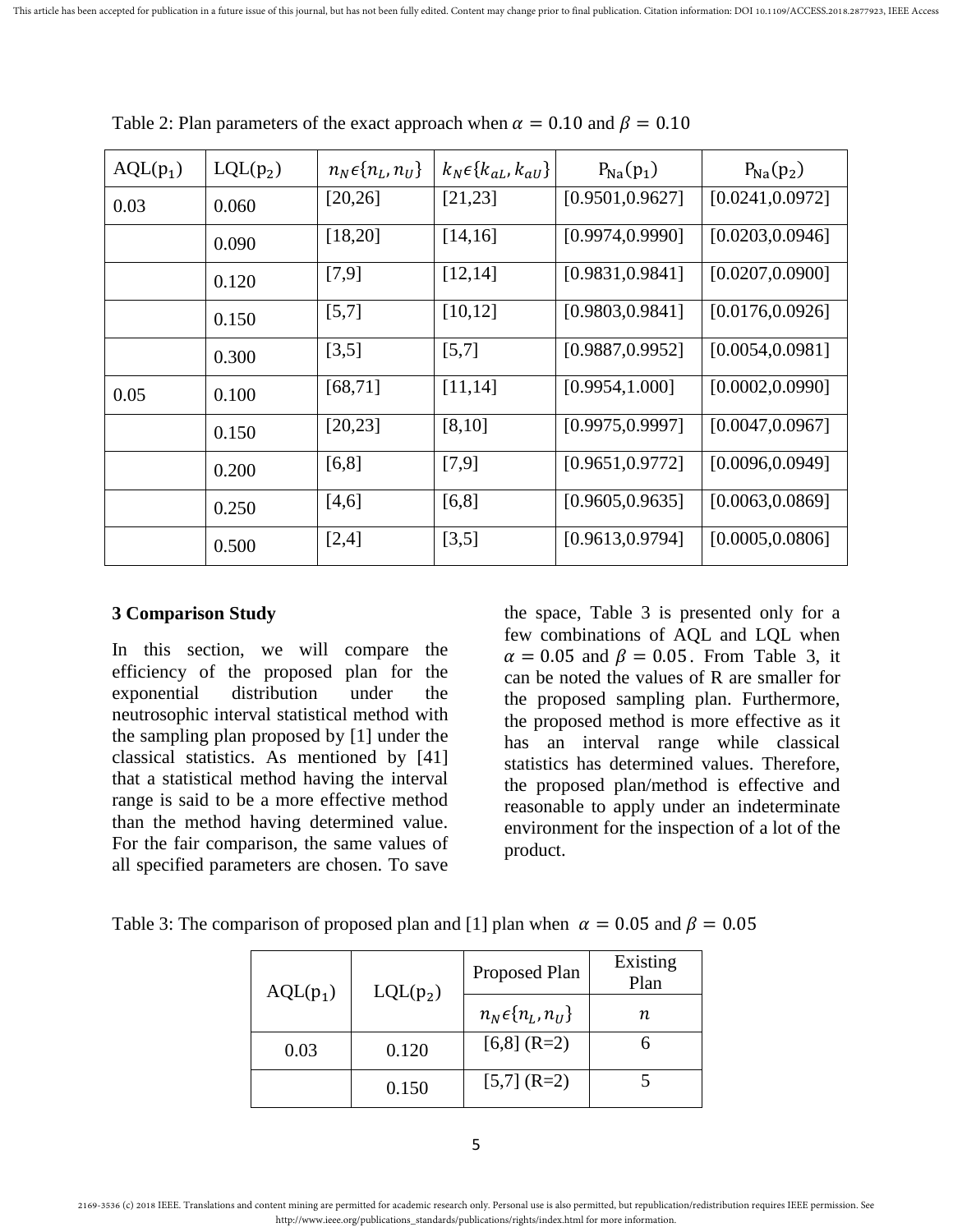Table 2: Plan parameters of the exact approach when $\alpha = 0.10$ and $\beta = 0.10$

| AQL($p_1$) | LQL($p_2$) | $n_N \epsilon \{n_L, n_U\}$ | $k_N \epsilon \{k_{aL}, k_{aU}\}$ | $P_{Na}(p_1)$ | $P_{Na}(p_2)$ |
|---|---|---|---|---|---|
| 0.03 | 0.060 | [20,26] | [21,23] | [0.9501,0.9627] | [0.0241,0.0972] |
| | 0.090 | [18,20] | [14,16] | [0.9974,0.9990] | [0.0203,0.0946] |
| | 0.120 | [7,9] | [12,14] | [0.9831,0.9841] | [0.0207,0.0900] |
| | 0.150 | [5,7] | [10,12] | [0.9803,0.9841] | [0.0176,0.0926] |
| | 0.300 | [3,5] | [5,7] | [0.9887,0.9952] | [0.0054,0.0981] |
| 0.05 | 0.100 | [68,71] | [11,14] | [0.9954,1.000] | [0.0002,0.0990] |
| | 0.150 | [20,23] | [8,10] | [0.9975,0.9997] | [0.0047,0.0967] |
| | 0.200 | [6,8] | [7,9] | [0.9651,0.9772] | [0.0096,0.0949] |
| | 0.250 | [4,6] | [6,8] | [0.9605,0.9635] | [0.0063,0.0869] |
| | 0.500 | [2,4] | [3,5] | [0.9613,0.9794] | [0.0005,0.0806] |

## 3 Comparison Study

In this section, we will compare the efficiency of the proposed plan for the exponential distribution under the neutrosophic interval statistical method with the sampling plan proposed by [1] under the classical statistics. As mentioned by [41] that a statistical method having the interval range is said to be a more effective method than the method having determined value. For the fair comparison, the same values of all specified parameters are chosen. To save the space, Table 3 is presented only for a few combinations of AQL and LQL when $\alpha = 0.05$ and $\beta = 0.05$. From Table 3, it can be noted the values of R are smaller for the proposed sampling plan. Furthermore, the proposed method is more effective as it has an interval range while classical statistics has determined values. Therefore, the proposed plan/method is effective and reasonable to apply under an indeterminate environment for the inspection of a lot of the product.

Table 3: The comparison of proposed plan and [1] plan when $\alpha = 0.05$ and $\beta = 0.05$

| AQL($p_1$) | LQL($p_2$) | Proposed Plan | Existing Plan |
|---|---|---|---|
| | | $n_N \epsilon \{n_L, n_U\}$ | $n$ |
| 0.03 | 0.120 | [6,8] (R=2) | 6 |
| | 0.150 | [5,7] (R=2) | 5 |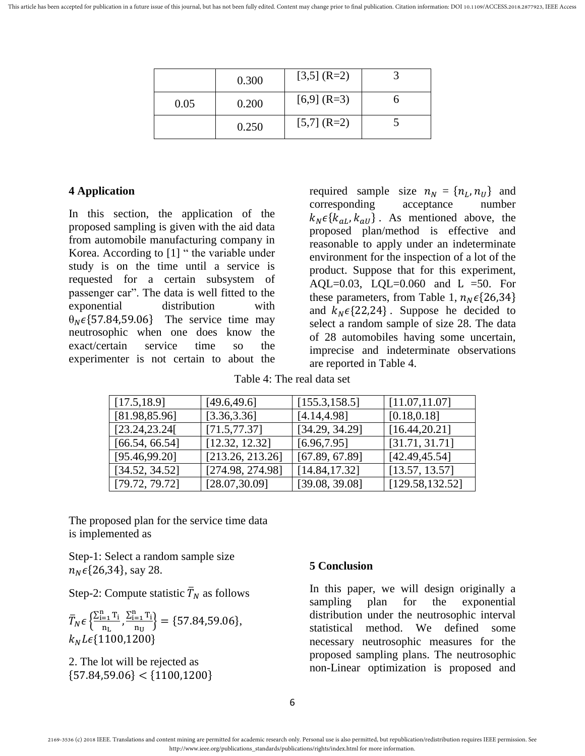|  | 0.300 | [3,5] (R=2) | 3 |
| --- | --- | --- | --- |
| 0.05 | 0.200 | [6,9] (R=3) | 6 |
|  | 0.250 | [5,7] (R=2) | 5 |

## 4 Application

In this section, the application of the proposed sampling is given with the aid data from automobile manufacturing company in Korea. According to [1] " the variable under study is on the time until a service is requested for a certain subsystem of passenger car". The data is well fitted to the exponential distribution with $\theta_N \epsilon \{57.84, 59.06\}$ The service time may neutrosophic when one does know the exact/certain service time so the experimenter is not certain to about the required sample size $n_N = \{n_L, n_U\}$ and corresponding acceptance number $k_N \epsilon \{k_{aL}, k_{aU}\}$. As mentioned above, the proposed plan/method is effective and reasonable to apply under an indeterminate environment for the inspection of a lot of the product. Suppose that for this experiment, AQL=0.03, LQL=0.060 and L =50. For these parameters, from Table 1, $n_N \epsilon \{26,34\}$ and $k_N \epsilon \{22,24\}$. Suppose he decided to select a random sample of size 28. The data of 28 automobiles having some uncertain, imprecise and indeterminate observations are reported in Table 4.

Table 4: The real data set

| [17.5,18.9] | [49.6,49.6] | [155.3,158.5] | [11.07,11.07] |
| --- | --- | --- | --- |
| [81.98,85.96] | [3.36,3.36] | [4.14,4.98] | [0.18,0.18] |
| [23.24,23.24[ | [71.5,77.37] | [34.29, 34.29] | [16.44,20.21] |
| [66.54, 66.54] | [12.32, 12.32] | [6.96,7.95] | [31.71, 31.71] |
| [95.46,99.20] | [213.26, 213.26] | [67.89, 67.89] | [42.49,45.54] |
| [34.52, 34.52] | [274.98, 274.98] | [14.84,17.32] | [13.57, 13.57] |
| [79.72, 79.72] | [28.07,30.09] | [39.08, 39.08] | [129.58,132.52] |

The proposed plan for the service time data is implemented as

Step-1: Select a random sample size $n_N \epsilon \{26,34\}$, say 28.

Step-2: Compute statistic $\bar{T}_N$ as follows

$\bar{T}_N \epsilon \left\{\frac{\sum_{i=1}^{n} T_i}{n_L}, \frac{\sum_{i=1}^{n} T_i}{n_U}\right\} = \{57.84, 59.06\}$, $k_N L \epsilon \{1100, 1200\}$

2. The lot will be rejected as $\{57.84, 59.06\} < \{1100, 1200\}$

## 5 Conclusion

In this paper, we will design originally a sampling plan for the exponential distribution under the neutrosophic interval statistical method. We defined some necessary neutrosophic measures for the proposed sampling plans. The neutrosophic non-Linear optimization is proposed and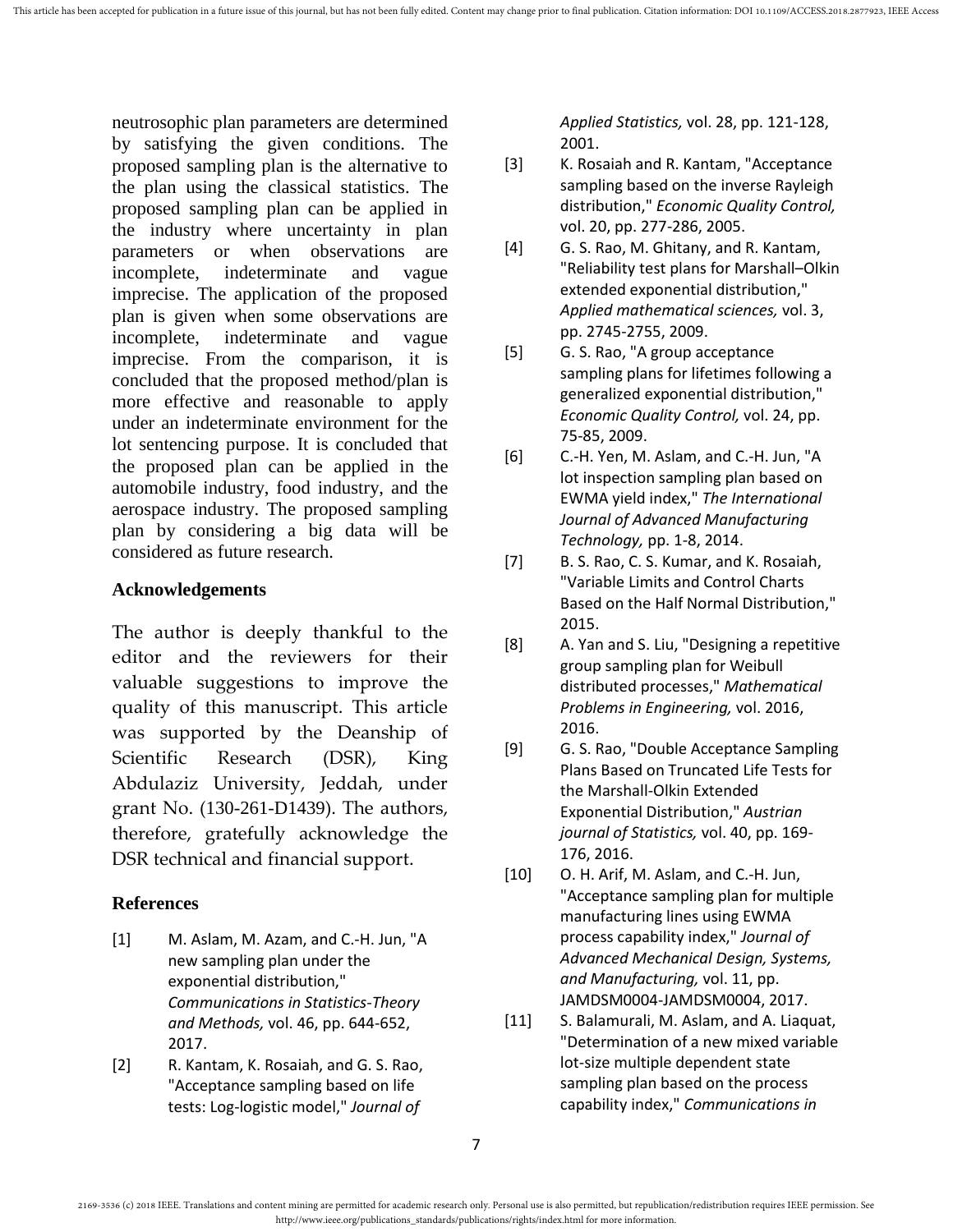neutrosophic plan parameters are determined by satisfying the given conditions. The proposed sampling plan is the alternative to the plan using the classical statistics. The proposed sampling plan can be applied in the industry where uncertainty in plan parameters or when observations are incomplete, indeterminate and vague imprecise. The application of the proposed plan is given when some observations are incomplete, indeterminate and vague imprecise. From the comparison, it is concluded that the proposed method/plan is more effective and reasonable to apply under an indeterminate environment for the lot sentencing purpose. It is concluded that the proposed plan can be applied in the automobile industry, food industry, and the aerospace industry. The proposed sampling plan by considering a big data will be considered as future research.

## Acknowledgements

The author is deeply thankful to the editor and the reviewers for their valuable suggestions to improve the quality of this manuscript. This article was supported by the Deanship of Scientific Research (DSR), King Abdulaziz University, Jeddah, under grant No. (130-261-D1439). The authors, therefore, gratefully acknowledge the DSR technical and financial support.

## References

[1] M. Aslam, M. Azam, and C.-H. Jun, "A new sampling plan under the exponential distribution," *Communications in Statistics-Theory and Methods,* vol. 46, pp. 644-652, 2017.

[2] R. Kantam, K. Rosaiah, and G. S. Rao, "Acceptance sampling based on life tests: Log-logistic model," *Journal of Applied Statistics,* vol. 28, pp. 121-128, 2001.

[3] K. Rosaiah and R. Kantam, "Acceptance sampling based on the inverse Rayleigh distribution," *Economic Quality Control,* vol. 20, pp. 277-286, 2005.

[4] G. S. Rao, M. Ghitany, and R. Kantam, "Reliability test plans for Marshall–Olkin extended exponential distribution," *Applied mathematical sciences,* vol. 3, pp. 2745-2755, 2009.

[5] G. S. Rao, "A group acceptance sampling plans for lifetimes following a generalized exponential distribution," *Economic Quality Control,* vol. 24, pp. 75-85, 2009.

[6] C.-H. Yen, M. Aslam, and C.-H. Jun, "A lot inspection sampling plan based on EWMA yield index," *The International Journal of Advanced Manufacturing Technology,* pp. 1-8, 2014.

[7] B. S. Rao, C. S. Kumar, and K. Rosaiah, "Variable Limits and Control Charts Based on the Half Normal Distribution," 2015.

[8] A. Yan and S. Liu, "Designing a repetitive group sampling plan for Weibull distributed processes," *Mathematical Problems in Engineering,* vol. 2016, 2016.

[9] G. S. Rao, "Double Acceptance Sampling Plans Based on Truncated Life Tests for the Marshall-Olkin Extended Exponential Distribution," *Austrian journal of Statistics,* vol. 40, pp. 169-176, 2016.

[10] O. H. Arif, M. Aslam, and C.-H. Jun, "Acceptance sampling plan for multiple manufacturing lines using EWMA process capability index," *Journal of Advanced Mechanical Design, Systems, and Manufacturing,* vol. 11, pp. JAMDSM0004-JAMDSM0004, 2017.

[11] S. Balamurali, M. Aslam, and A. Liaquat, "Determination of a new mixed variable lot-size multiple dependent state sampling plan based on the process capability index," *Communications in*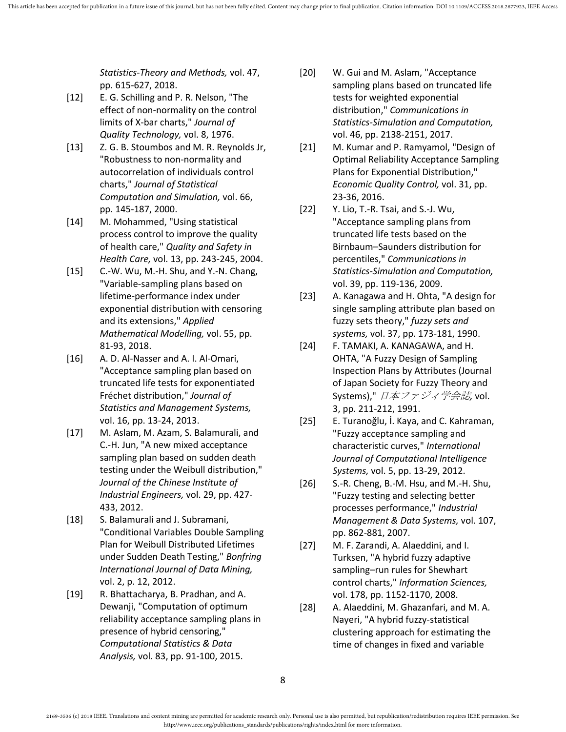*Statistics-Theory and Methods,* vol. 47, pp. 615-627, 2018.

[12] E. G. Schilling and P. R. Nelson, "The effect of non-normality on the control limits of X-bar charts," *Journal of Quality Technology,* vol. 8, 1976.

[13] Z. G. B. Stoumbos and M. R. Reynolds Jr, "Robustness to non-normality and autocorrelation of individuals control charts," *Journal of Statistical Computation and Simulation,* vol. 66, pp. 145-187, 2000.

[14] M. Mohammed, "Using statistical process control to improve the quality of health care," *Quality and Safety in Health Care,* vol. 13, pp. 243-245, 2004.

[15] C.-W. Wu, M.-H. Shu, and Y.-N. Chang, "Variable-sampling plans based on lifetime-performance index under exponential distribution with censoring and its extensions," *Applied Mathematical Modelling,* vol. 55, pp. 81-93, 2018.

[16] A. D. Al-Nasser and A. I. Al-Omari, "Acceptance sampling plan based on truncated life tests for exponentiated Fréchet distribution," *Journal of Statistics and Management Systems,* vol. 16, pp. 13-24, 2013.

[17] M. Aslam, M. Azam, S. Balamurali, and C.-H. Jun, "A new mixed acceptance sampling plan based on sudden death testing under the Weibull distribution," *Journal of the Chinese Institute of Industrial Engineers,* vol. 29, pp. 427-433, 2012.

[18] S. Balamurali and J. Subramani, "Conditional Variables Double Sampling Plan for Weibull Distributed Lifetimes under Sudden Death Testing," *Bonfring International Journal of Data Mining,* vol. 2, p. 12, 2012.

[19] R. Bhattacharya, B. Pradhan, and A. Dewanji, "Computation of optimum reliability acceptance sampling plans in presence of hybrid censoring," *Computational Statistics & Data Analysis,* vol. 83, pp. 91-100, 2015.

[20] W. Gui and M. Aslam, "Acceptance sampling plans based on truncated life tests for weighted exponential distribution," *Communications in Statistics-Simulation and Computation,* vol. 46, pp. 2138-2151, 2017.

[21] M. Kumar and P. Ramyamol, "Design of Optimal Reliability Acceptance Sampling Plans for Exponential Distribution," *Economic Quality Control,* vol. 31, pp. 23-36, 2016.

[22] Y. Lio, T.-R. Tsai, and S.-J. Wu, "Acceptance sampling plans from truncated life tests based on the Birnbaum–Saunders distribution for percentiles," *Communications in Statistics-Simulation and Computation,* vol. 39, pp. 119-136, 2009.

[23] A. Kanagawa and H. Ohta, "A design for single sampling attribute plan based on fuzzy sets theory," *fuzzy sets and systems,* vol. 37, pp. 173-181, 1990.

[24] F. TAMAKI, A. KANAGAWA, and H. OHTA, "A Fuzzy Design of Sampling Inspection Plans by Attributes (Journal of Japan Society for Fuzzy Theory and Systems)," *日本ファジィ学会誌,* vol. 3, pp. 211-212, 1991.

[25] E. Turanoğlu, İ. Kaya, and C. Kahraman, "Fuzzy acceptance sampling and characteristic curves," *International Journal of Computational Intelligence Systems,* vol. 5, pp. 13-29, 2012.

[26] S.-R. Cheng, B.-M. Hsu, and M.-H. Shu, "Fuzzy testing and selecting better processes performance," *Industrial Management & Data Systems,* vol. 107, pp. 862-881, 2007.

[27] M. F. Zarandi, A. Alaeddini, and I. Turksen, "A hybrid fuzzy adaptive sampling–run rules for Shewhart control charts," *Information Sciences,* vol. 178, pp. 1152-1170, 2008.

[28] A. Alaeddini, M. Ghazanfari, and M. A. Nayeri, "A hybrid fuzzy-statistical clustering approach for estimating the time of changes in fixed and variable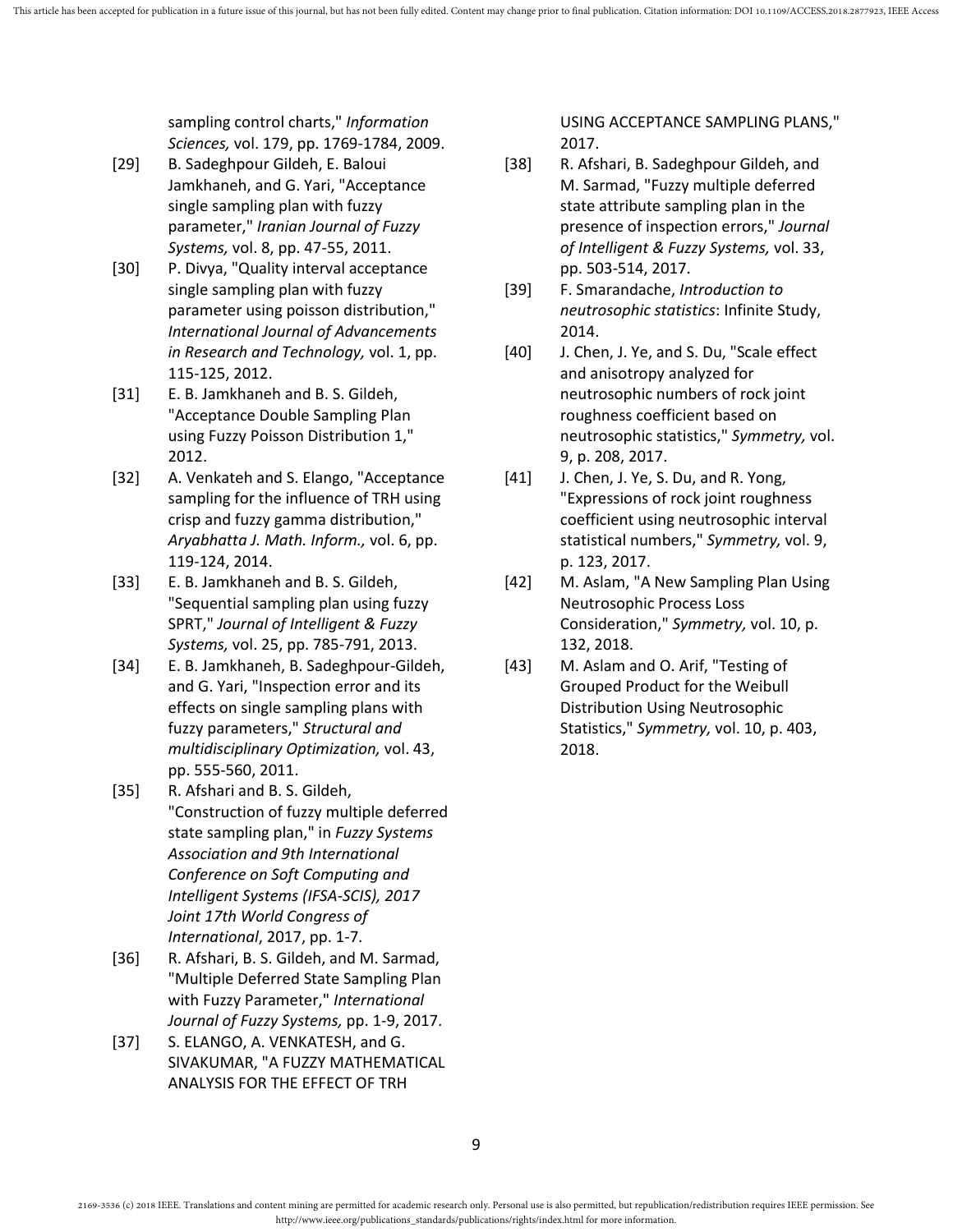sampling control charts," *Information Sciences,* vol. 179, pp. 1769-1784, 2009.

[29] B. Sadeghpour Gildeh, E. Baloui Jamkhaneh, and G. Yari, "Acceptance single sampling plan with fuzzy parameter," *Iranian Journal of Fuzzy Systems,* vol. 8, pp. 47-55, 2011.

[30] P. Divya, "Quality interval acceptance single sampling plan with fuzzy parameter using poisson distribution," *International Journal of Advancements in Research and Technology,* vol. 1, pp. 115-125, 2012.

[31] E. B. Jamkhaneh and B. S. Gildeh, "Acceptance Double Sampling Plan using Fuzzy Poisson Distribution 1," 2012.

[32] A. Venkateh and S. Elango, "Acceptance sampling for the influence of TRH using crisp and fuzzy gamma distribution," *Aryabhatta J. Math. Inform.,* vol. 6, pp. 119-124, 2014.

[33] E. B. Jamkhaneh and B. S. Gildeh, "Sequential sampling plan using fuzzy SPRT," *Journal of Intelligent & Fuzzy Systems,* vol. 25, pp. 785-791, 2013.

[34] E. B. Jamkhaneh, B. Sadeghpour-Gildeh, and G. Yari, "Inspection error and its effects on single sampling plans with fuzzy parameters," *Structural and multidisciplinary Optimization,* vol. 43, pp. 555-560, 2011.

[35] R. Afshari and B. S. Gildeh, "Construction of fuzzy multiple deferred state sampling plan," in *Fuzzy Systems Association and 9th International Conference on Soft Computing and Intelligent Systems (IFSA-SCIS), 2017 Joint 17th World Congress of International*, 2017, pp. 1-7.

[36] R. Afshari, B. S. Gildeh, and M. Sarmad, "Multiple Deferred State Sampling Plan with Fuzzy Parameter," *International Journal of Fuzzy Systems,* pp. 1-9, 2017.

[37] S. ELANGO, A. VENKATESH, and G. SIVAKUMAR, "A FUZZY MATHEMATICAL ANALYSIS FOR THE EFFECT OF TRH USING ACCEPTANCE SAMPLING PLANS," 2017.

[38] R. Afshari, B. Sadeghpour Gildeh, and M. Sarmad, "Fuzzy multiple deferred state attribute sampling plan in the presence of inspection errors," *Journal of Intelligent & Fuzzy Systems,* vol. 33, pp. 503-514, 2017.

[39] F. Smarandache, *Introduction to neutrosophic statistics*: Infinite Study, 2014.

[40] J. Chen, J. Ye, and S. Du, "Scale effect and anisotropy analyzed for neutrosophic numbers of rock joint roughness coefficient based on neutrosophic statistics," *Symmetry,* vol. 9, p. 208, 2017.

[41] J. Chen, J. Ye, S. Du, and R. Yong, "Expressions of rock joint roughness coefficient using neutrosophic interval statistical numbers," *Symmetry,* vol. 9, p. 123, 2017.

[42] M. Aslam, "A New Sampling Plan Using Neutrosophic Process Loss Consideration," *Symmetry,* vol. 10, p. 132, 2018.

[43] M. Aslam and O. Arif, "Testing of Grouped Product for the Weibull Distribution Using Neutrosophic Statistics," *Symmetry,* vol. 10, p. 403, 2018.